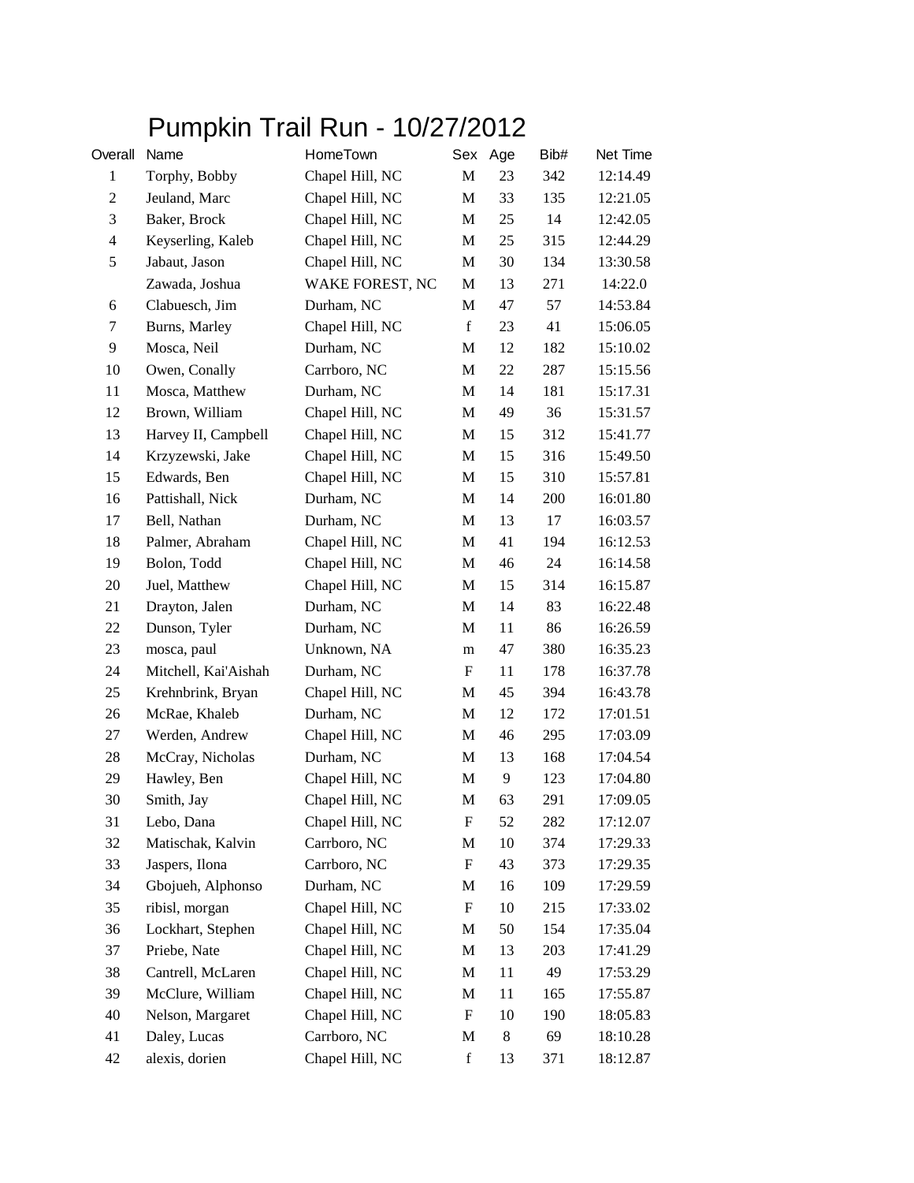# Pumpkin Trail Run - 10/27/2012

| Overall | Name | HomeTown | Sex | Age | Bib# | Net Time |
|---|---|---|---|---|---|---|
| 1 | Torphy, Bobby | Chapel Hill, NC | M | 23 | 342 | 12:14.49 |
| 2 | Jeuland, Marc | Chapel Hill, NC | M | 33 | 135 | 12:21.05 |
| 3 | Baker, Brock | Chapel Hill, NC | M | 25 | 14 | 12:42.05 |
| 4 | Keyserling, Kaleb | Chapel Hill, NC | M | 25 | 315 | 12:44.29 |
| 5 | Jabaut, Jason | Chapel Hill, NC | M | 30 | 134 | 13:30.58 |
| | Zawada, Joshua | WAKE FOREST, NC | M | 13 | 271 | 14:22.0 |
| 6 | Clabuesch, Jim | Durham, NC | M | 47 | 57 | 14:53.84 |
| 7 | Burns, Marley | Chapel Hill, NC | f | 23 | 41 | 15:06.05 |
| 9 | Mosca, Neil | Durham, NC | M | 12 | 182 | 15:10.02 |
| 10 | Owen, Conally | Carrboro, NC | M | 22 | 287 | 15:15.56 |
| 11 | Mosca, Matthew | Durham, NC | M | 14 | 181 | 15:17.31 |
| 12 | Brown, William | Chapel Hill, NC | M | 49 | 36 | 15:31.57 |
| 13 | Harvey II, Campbell | Chapel Hill, NC | M | 15 | 312 | 15:41.77 |
| 14 | Krzyzewski, Jake | Chapel Hill, NC | M | 15 | 316 | 15:49.50 |
| 15 | Edwards, Ben | Chapel Hill, NC | M | 15 | 310 | 15:57.81 |
| 16 | Pattishall, Nick | Durham, NC | M | 14 | 200 | 16:01.80 |
| 17 | Bell, Nathan | Durham, NC | M | 13 | 17 | 16:03.57 |
| 18 | Palmer, Abraham | Chapel Hill, NC | M | 41 | 194 | 16:12.53 |
| 19 | Bolon, Todd | Chapel Hill, NC | M | 46 | 24 | 16:14.58 |
| 20 | Juel, Matthew | Chapel Hill, NC | M | 15 | 314 | 16:15.87 |
| 21 | Drayton, Jalen | Durham, NC | M | 14 | 83 | 16:22.48 |
| 22 | Dunson, Tyler | Durham, NC | M | 11 | 86 | 16:26.59 |
| 23 | mosca, paul | Unknown, NA | m | 47 | 380 | 16:35.23 |
| 24 | Mitchell, Kai'Aishah | Durham, NC | F | 11 | 178 | 16:37.78 |
| 25 | Krehnbrink, Bryan | Chapel Hill, NC | M | 45 | 394 | 16:43.78 |
| 26 | McRae, Khaleb | Durham, NC | M | 12 | 172 | 17:01.51 |
| 27 | Werden, Andrew | Chapel Hill, NC | M | 46 | 295 | 17:03.09 |
| 28 | McCray, Nicholas | Durham, NC | M | 13 | 168 | 17:04.54 |
| 29 | Hawley, Ben | Chapel Hill, NC | M | 9 | 123 | 17:04.80 |
| 30 | Smith, Jay | Chapel Hill, NC | M | 63 | 291 | 17:09.05 |
| 31 | Lebo, Dana | Chapel Hill, NC | F | 52 | 282 | 17:12.07 |
| 32 | Matischak, Kalvin | Carrboro, NC | M | 10 | 374 | 17:29.33 |
| 33 | Jaspers, Ilona | Carrboro, NC | F | 43 | 373 | 17:29.35 |
| 34 | Gbojueh, Alphonso | Durham, NC | M | 16 | 109 | 17:29.59 |
| 35 | ribisl, morgan | Chapel Hill, NC | F | 10 | 215 | 17:33.02 |
| 36 | Lockhart, Stephen | Chapel Hill, NC | M | 50 | 154 | 17:35.04 |
| 37 | Priebe, Nate | Chapel Hill, NC | M | 13 | 203 | 17:41.29 |
| 38 | Cantrell, McLaren | Chapel Hill, NC | M | 11 | 49 | 17:53.29 |
| 39 | McClure, William | Chapel Hill, NC | M | 11 | 165 | 17:55.87 |
| 40 | Nelson, Margaret | Chapel Hill, NC | F | 10 | 190 | 18:05.83 |
| 41 | Daley, Lucas | Carrboro, NC | M | 8 | 69 | 18:10.28 |
| 42 | alexis, dorien | Chapel Hill, NC | f | 13 | 371 | 18:12.87 |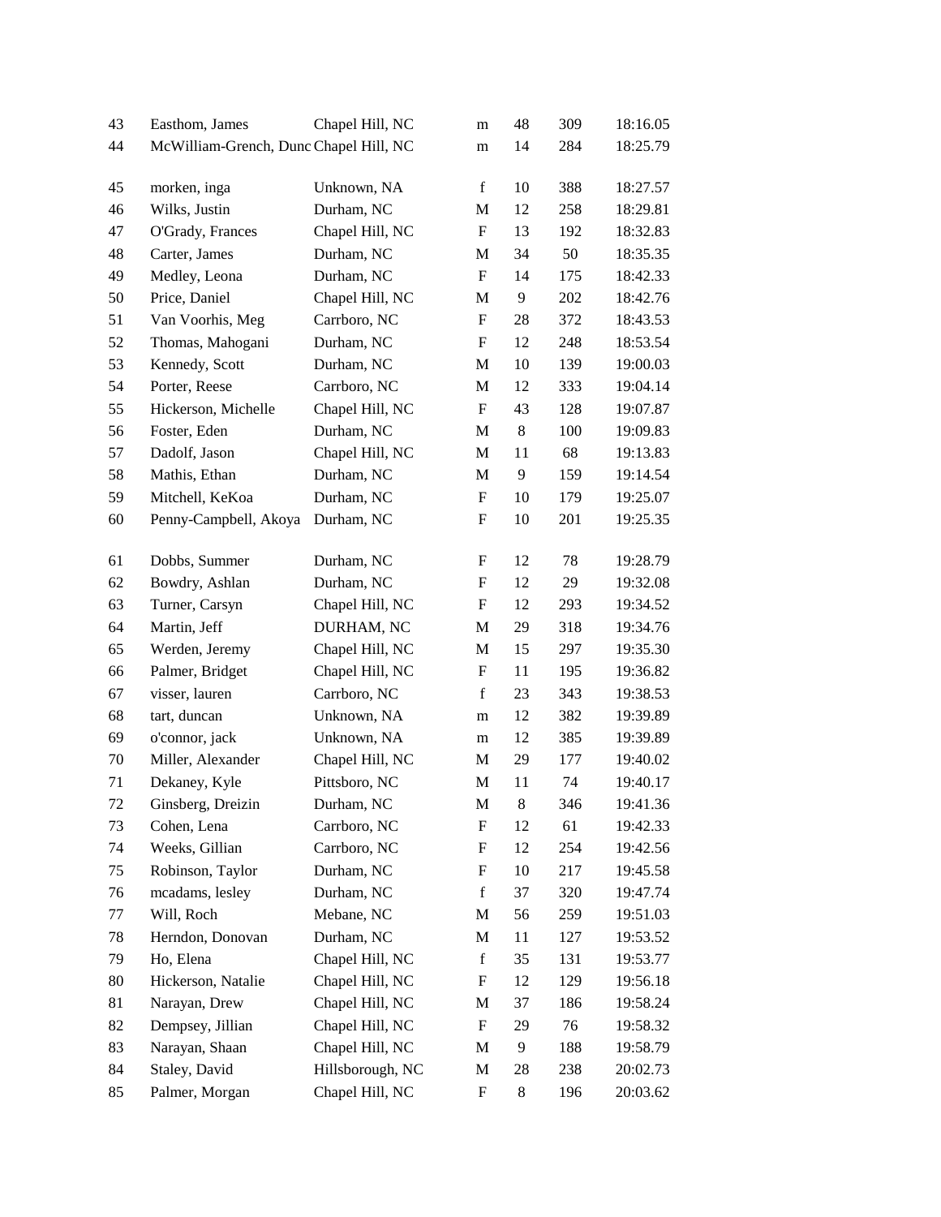| | | | | | | |
|---|---|---|---|---|---|---|
| 43 | Easthom, James | Chapel Hill, NC | m | 48 | 309 | 18:16.05 |
| 44 | McWilliam-Grench, Dunc | Chapel Hill, NC | m | 14 | 284 | 18:25.79 |
| 45 | morken, inga | Unknown, NA | f | 10 | 388 | 18:27.57 |
| 46 | Wilks, Justin | Durham, NC | M | 12 | 258 | 18:29.81 |
| 47 | O'Grady, Frances | Chapel Hill, NC | F | 13 | 192 | 18:32.83 |
| 48 | Carter, James | Durham, NC | M | 34 | 50 | 18:35.35 |
| 49 | Medley, Leona | Durham, NC | F | 14 | 175 | 18:42.33 |
| 50 | Price, Daniel | Chapel Hill, NC | M | 9 | 202 | 18:42.76 |
| 51 | Van Voorhis, Meg | Carrboro, NC | F | 28 | 372 | 18:43.53 |
| 52 | Thomas, Mahogani | Durham, NC | F | 12 | 248 | 18:53.54 |
| 53 | Kennedy, Scott | Durham, NC | M | 10 | 139 | 19:00.03 |
| 54 | Porter, Reese | Carrboro, NC | M | 12 | 333 | 19:04.14 |
| 55 | Hickerson, Michelle | Chapel Hill, NC | F | 43 | 128 | 19:07.87 |
| 56 | Foster, Eden | Durham, NC | M | 8 | 100 | 19:09.83 |
| 57 | Dadolf, Jason | Chapel Hill, NC | M | 11 | 68 | 19:13.83 |
| 58 | Mathis, Ethan | Durham, NC | M | 9 | 159 | 19:14.54 |
| 59 | Mitchell, KeKoa | Durham, NC | F | 10 | 179 | 19:25.07 |
| 60 | Penny-Campbell, Akoya | Durham, NC | F | 10 | 201 | 19:25.35 |
| 61 | Dobbs, Summer | Durham, NC | F | 12 | 78 | 19:28.79 |
| 62 | Bowdry, Ashlan | Durham, NC | F | 12 | 29 | 19:32.08 |
| 63 | Turner, Carsyn | Chapel Hill, NC | F | 12 | 293 | 19:34.52 |
| 64 | Martin, Jeff | DURHAM, NC | M | 29 | 318 | 19:34.76 |
| 65 | Werden, Jeremy | Chapel Hill, NC | M | 15 | 297 | 19:35.30 |
| 66 | Palmer, Bridget | Chapel Hill, NC | F | 11 | 195 | 19:36.82 |
| 67 | visser, lauren | Carrboro, NC | f | 23 | 343 | 19:38.53 |
| 68 | tart, duncan | Unknown, NA | m | 12 | 382 | 19:39.89 |
| 69 | o'connor, jack | Unknown, NA | m | 12 | 385 | 19:39.89 |
| 70 | Miller, Alexander | Chapel Hill, NC | M | 29 | 177 | 19:40.02 |
| 71 | Dekaney, Kyle | Pittsboro, NC | M | 11 | 74 | 19:40.17 |
| 72 | Ginsberg, Dreizin | Durham, NC | M | 8 | 346 | 19:41.36 |
| 73 | Cohen, Lena | Carrboro, NC | F | 12 | 61 | 19:42.33 |
| 74 | Weeks, Gillian | Carrboro, NC | F | 12 | 254 | 19:42.56 |
| 75 | Robinson, Taylor | Durham, NC | F | 10 | 217 | 19:45.58 |
| 76 | mcadams, lesley | Durham, NC | f | 37 | 320 | 19:47.74 |
| 77 | Will, Roch | Mebane, NC | M | 56 | 259 | 19:51.03 |
| 78 | Herndon, Donovan | Durham, NC | M | 11 | 127 | 19:53.52 |
| 79 | Ho, Elena | Chapel Hill, NC | f | 35 | 131 | 19:53.77 |
| 80 | Hickerson, Natalie | Chapel Hill, NC | F | 12 | 129 | 19:56.18 |
| 81 | Narayan, Drew | Chapel Hill, NC | M | 37 | 186 | 19:58.24 |
| 82 | Dempsey, Jillian | Chapel Hill, NC | F | 29 | 76 | 19:58.32 |
| 83 | Narayan, Shaan | Chapel Hill, NC | M | 9 | 188 | 19:58.79 |
| 84 | Staley, David | Hillsborough, NC | M | 28 | 238 | 20:02.73 |
| 85 | Palmer, Morgan | Chapel Hill, NC | F | 8 | 196 | 20:03.62 |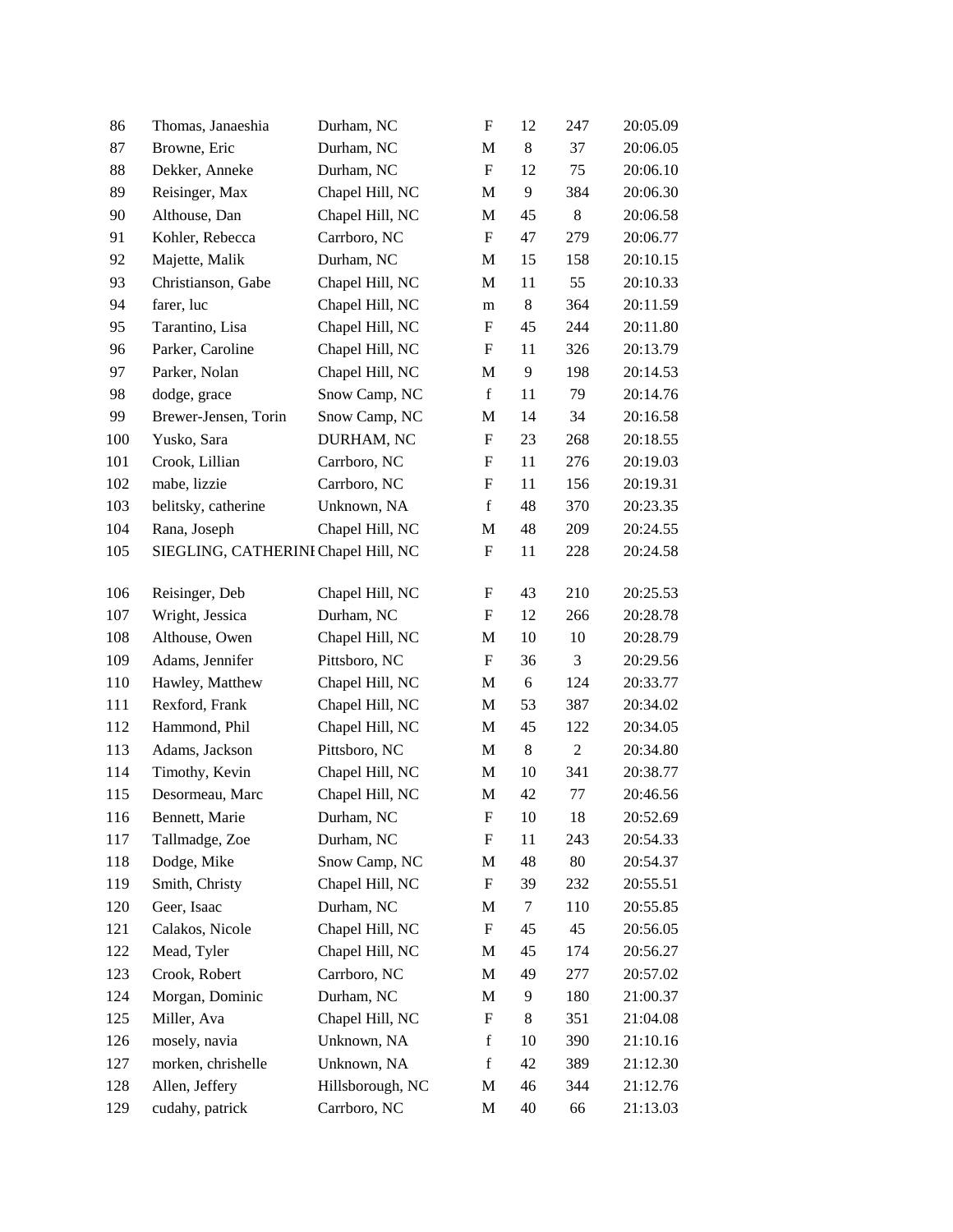| | | | | | | |
|---|---|---|---|---|---|---|
| 86 | Thomas, Janaeshia | Durham, NC | F | 12 | 247 | 20:05.09 |
| 87 | Browne, Eric | Durham, NC | M | 8 | 37 | 20:06.05 |
| 88 | Dekker, Anneke | Durham, NC | F | 12 | 75 | 20:06.10 |
| 89 | Reisinger, Max | Chapel Hill, NC | M | 9 | 384 | 20:06.30 |
| 90 | Althouse, Dan | Chapel Hill, NC | M | 45 | 8 | 20:06.58 |
| 91 | Kohler, Rebecca | Carrboro, NC | F | 47 | 279 | 20:06.77 |
| 92 | Majette, Malik | Durham, NC | M | 15 | 158 | 20:10.15 |
| 93 | Christianson, Gabe | Chapel Hill, NC | M | 11 | 55 | 20:10.33 |
| 94 | farer, luc | Chapel Hill, NC | m | 8 | 364 | 20:11.59 |
| 95 | Tarantino, Lisa | Chapel Hill, NC | F | 45 | 244 | 20:11.80 |
| 96 | Parker, Caroline | Chapel Hill, NC | F | 11 | 326 | 20:13.79 |
| 97 | Parker, Nolan | Chapel Hill, NC | M | 9 | 198 | 20:14.53 |
| 98 | dodge, grace | Snow Camp, NC | f | 11 | 79 | 20:14.76 |
| 99 | Brewer-Jensen, Torin | Snow Camp, NC | M | 14 | 34 | 20:16.58 |
| 100 | Yusko, Sara | DURHAM, NC | F | 23 | 268 | 20:18.55 |
| 101 | Crook, Lillian | Carrboro, NC | F | 11 | 276 | 20:19.03 |
| 102 | mabe, lizzie | Carrboro, NC | F | 11 | 156 | 20:19.31 |
| 103 | belitsky, catherine | Unknown, NA | f | 48 | 370 | 20:23.35 |
| 104 | Rana, Joseph | Chapel Hill, NC | M | 48 | 209 | 20:24.55 |
| 105 | SIEGLING, CATHERINE | Chapel Hill, NC | F | 11 | 228 | 20:24.58 |
| 106 | Reisinger, Deb | Chapel Hill, NC | F | 43 | 210 | 20:25.53 |
| 107 | Wright, Jessica | Durham, NC | F | 12 | 266 | 20:28.78 |
| 108 | Althouse, Owen | Chapel Hill, NC | M | 10 | 10 | 20:28.79 |
| 109 | Adams, Jennifer | Pittsboro, NC | F | 36 | 3 | 20:29.56 |
| 110 | Hawley, Matthew | Chapel Hill, NC | M | 6 | 124 | 20:33.77 |
| 111 | Rexford, Frank | Chapel Hill, NC | M | 53 | 387 | 20:34.02 |
| 112 | Hammond, Phil | Chapel Hill, NC | M | 45 | 122 | 20:34.05 |
| 113 | Adams, Jackson | Pittsboro, NC | M | 8 | 2 | 20:34.80 |
| 114 | Timothy, Kevin | Chapel Hill, NC | M | 10 | 341 | 20:38.77 |
| 115 | Desormeau, Marc | Chapel Hill, NC | M | 42 | 77 | 20:46.56 |
| 116 | Bennett, Marie | Durham, NC | F | 10 | 18 | 20:52.69 |
| 117 | Tallmadge, Zoe | Durham, NC | F | 11 | 243 | 20:54.33 |
| 118 | Dodge, Mike | Snow Camp, NC | M | 48 | 80 | 20:54.37 |
| 119 | Smith, Christy | Chapel Hill, NC | F | 39 | 232 | 20:55.51 |
| 120 | Geer, Isaac | Durham, NC | M | 7 | 110 | 20:55.85 |
| 121 | Calakos, Nicole | Chapel Hill, NC | F | 45 | 45 | 20:56.05 |
| 122 | Mead, Tyler | Chapel Hill, NC | M | 45 | 174 | 20:56.27 |
| 123 | Crook, Robert | Carrboro, NC | M | 49 | 277 | 20:57.02 |
| 124 | Morgan, Dominic | Durham, NC | M | 9 | 180 | 21:00.37 |
| 125 | Miller, Ava | Chapel Hill, NC | F | 8 | 351 | 21:04.08 |
| 126 | mosely, navia | Unknown, NA | f | 10 | 390 | 21:10.16 |
| 127 | morken, chrishelle | Unknown, NA | f | 42 | 389 | 21:12.30 |
| 128 | Allen, Jeffery | Hillsborough, NC | M | 46 | 344 | 21:12.76 |
| 129 | cudahy, patrick | Carrboro, NC | M | 40 | 66 | 21:13.03 |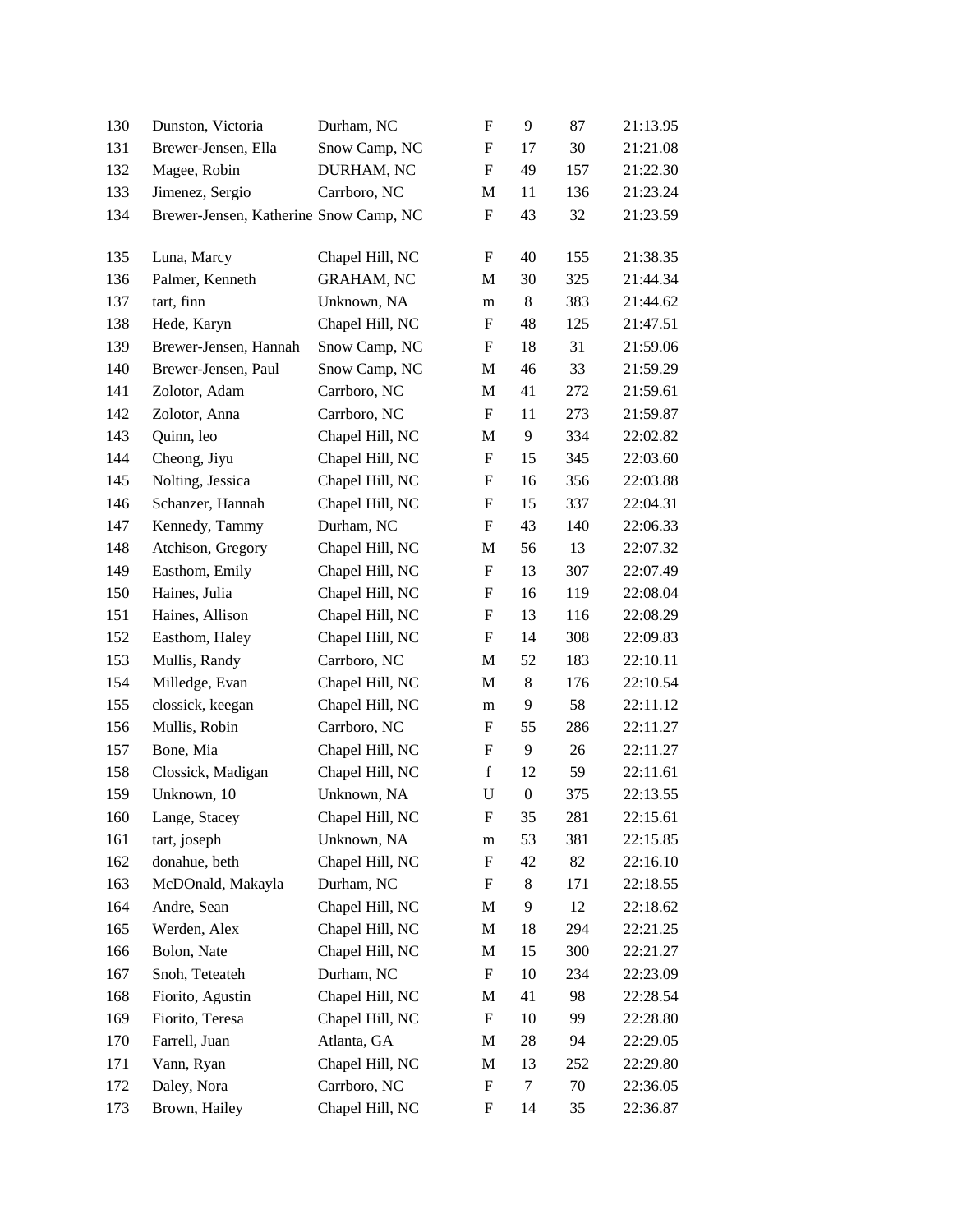| 130 | Dunston, Victoria | Durham, NC | F | 9 | 87 | 21:13.95 |
|---|---|---|---|---|---|---|
| 131 | Brewer-Jensen, Ella | Snow Camp, NC | F | 17 | 30 | 21:21.08 |
| 132 | Magee, Robin | DURHAM, NC | F | 49 | 157 | 21:22.30 |
| 133 | Jimenez, Sergio | Carrboro, NC | M | 11 | 136 | 21:23.24 |
| 134 | Brewer-Jensen, Katherine | Snow Camp, NC | F | 43 | 32 | 21:23.59 |
| 135 | Luna, Marcy | Chapel Hill, NC | F | 40 | 155 | 21:38.35 |
| 136 | Palmer, Kenneth | GRAHAM, NC | M | 30 | 325 | 21:44.34 |
| 137 | tart, finn | Unknown, NA | m | 8 | 383 | 21:44.62 |
| 138 | Hede, Karyn | Chapel Hill, NC | F | 48 | 125 | 21:47.51 |
| 139 | Brewer-Jensen, Hannah | Snow Camp, NC | F | 18 | 31 | 21:59.06 |
| 140 | Brewer-Jensen, Paul | Snow Camp, NC | M | 46 | 33 | 21:59.29 |
| 141 | Zolotor, Adam | Carrboro, NC | M | 41 | 272 | 21:59.61 |
| 142 | Zolotor, Anna | Carrboro, NC | F | 11 | 273 | 21:59.87 |
| 143 | Quinn, leo | Chapel Hill, NC | M | 9 | 334 | 22:02.82 |
| 144 | Cheong, Jiyu | Chapel Hill, NC | F | 15 | 345 | 22:03.60 |
| 145 | Nolting, Jessica | Chapel Hill, NC | F | 16 | 356 | 22:03.88 |
| 146 | Schanzer, Hannah | Chapel Hill, NC | F | 15 | 337 | 22:04.31 |
| 147 | Kennedy, Tammy | Durham, NC | F | 43 | 140 | 22:06.33 |
| 148 | Atchison, Gregory | Chapel Hill, NC | M | 56 | 13 | 22:07.32 |
| 149 | Easthom, Emily | Chapel Hill, NC | F | 13 | 307 | 22:07.49 |
| 150 | Haines, Julia | Chapel Hill, NC | F | 16 | 119 | 22:08.04 |
| 151 | Haines, Allison | Chapel Hill, NC | F | 13 | 116 | 22:08.29 |
| 152 | Easthom, Haley | Chapel Hill, NC | F | 14 | 308 | 22:09.83 |
| 153 | Mullis, Randy | Carrboro, NC | M | 52 | 183 | 22:10.11 |
| 154 | Milledge, Evan | Chapel Hill, NC | M | 8 | 176 | 22:10.54 |
| 155 | clossick, keegan | Chapel Hill, NC | m | 9 | 58 | 22:11.12 |
| 156 | Mullis, Robin | Carrboro, NC | F | 55 | 286 | 22:11.27 |
| 157 | Bone, Mia | Chapel Hill, NC | F | 9 | 26 | 22:11.27 |
| 158 | Clossick, Madigan | Chapel Hill, NC | f | 12 | 59 | 22:11.61 |
| 159 | Unknown, 10 | Unknown, NA | U | 0 | 375 | 22:13.55 |
| 160 | Lange, Stacey | Chapel Hill, NC | F | 35 | 281 | 22:15.61 |
| 161 | tart, joseph | Unknown, NA | m | 53 | 381 | 22:15.85 |
| 162 | donahue, beth | Chapel Hill, NC | F | 42 | 82 | 22:16.10 |
| 163 | McDOnald, Makayla | Durham, NC | F | 8 | 171 | 22:18.55 |
| 164 | Andre, Sean | Chapel Hill, NC | M | 9 | 12 | 22:18.62 |
| 165 | Werden, Alex | Chapel Hill, NC | M | 18 | 294 | 22:21.25 |
| 166 | Bolon, Nate | Chapel Hill, NC | M | 15 | 300 | 22:21.27 |
| 167 | Snoh, Teteateh | Durham, NC | F | 10 | 234 | 22:23.09 |
| 168 | Fiorito, Agustin | Chapel Hill, NC | M | 41 | 98 | 22:28.54 |
| 169 | Fiorito, Teresa | Chapel Hill, NC | F | 10 | 99 | 22:28.80 |
| 170 | Farrell, Juan | Atlanta, GA | M | 28 | 94 | 22:29.05 |
| 171 | Vann, Ryan | Chapel Hill, NC | M | 13 | 252 | 22:29.80 |
| 172 | Daley, Nora | Carrboro, NC | F | 7 | 70 | 22:36.05 |
| 173 | Brown, Hailey | Chapel Hill, NC | F | 14 | 35 | 22:36.87 |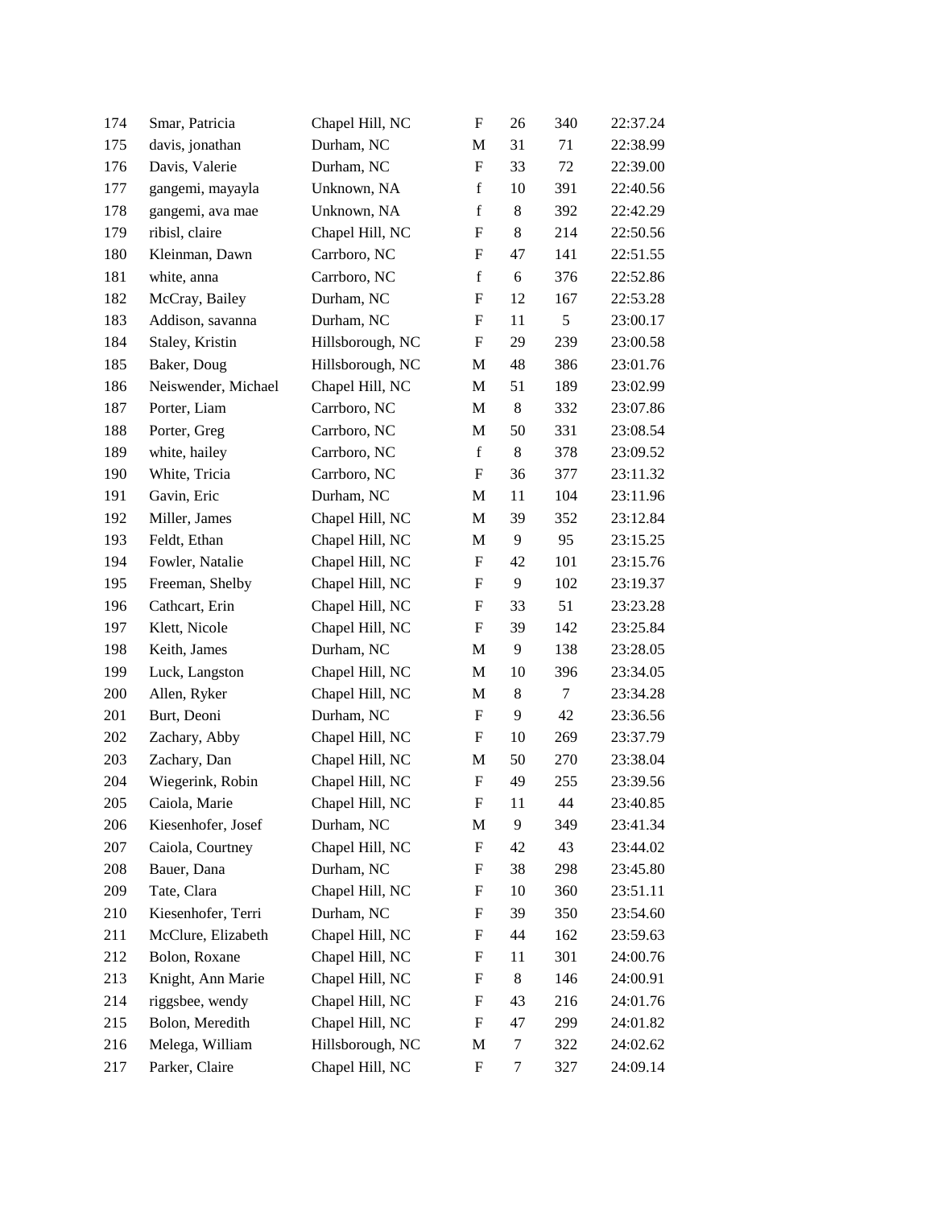| | | | | | | |
|---|---|---|---|---|---|---|
| 174 | Smar, Patricia | Chapel Hill, NC | F | 26 | 340 | 22:37.24 |
| 175 | davis, jonathan | Durham, NC | M | 31 | 71 | 22:38.99 |
| 176 | Davis, Valerie | Durham, NC | F | 33 | 72 | 22:39.00 |
| 177 | gangemi, mayayla | Unknown, NA | f | 10 | 391 | 22:40.56 |
| 178 | gangemi, ava mae | Unknown, NA | f | 8 | 392 | 22:42.29 |
| 179 | ribisl, claire | Chapel Hill, NC | F | 8 | 214 | 22:50.56 |
| 180 | Kleinman, Dawn | Carrboro, NC | F | 47 | 141 | 22:51.55 |
| 181 | white, anna | Carrboro, NC | f | 6 | 376 | 22:52.86 |
| 182 | McCray, Bailey | Durham, NC | F | 12 | 167 | 22:53.28 |
| 183 | Addison, savanna | Durham, NC | F | 11 | 5 | 23:00.17 |
| 184 | Staley, Kristin | Hillsborough, NC | F | 29 | 239 | 23:00.58 |
| 185 | Baker, Doug | Hillsborough, NC | M | 48 | 386 | 23:01.76 |
| 186 | Neiswender, Michael | Chapel Hill, NC | M | 51 | 189 | 23:02.99 |
| 187 | Porter, Liam | Carrboro, NC | M | 8 | 332 | 23:07.86 |
| 188 | Porter, Greg | Carrboro, NC | M | 50 | 331 | 23:08.54 |
| 189 | white, hailey | Carrboro, NC | f | 8 | 378 | 23:09.52 |
| 190 | White, Tricia | Carrboro, NC | F | 36 | 377 | 23:11.32 |
| 191 | Gavin, Eric | Durham, NC | M | 11 | 104 | 23:11.96 |
| 192 | Miller, James | Chapel Hill, NC | M | 39 | 352 | 23:12.84 |
| 193 | Feldt, Ethan | Chapel Hill, NC | M | 9 | 95 | 23:15.25 |
| 194 | Fowler, Natalie | Chapel Hill, NC | F | 42 | 101 | 23:15.76 |
| 195 | Freeman, Shelby | Chapel Hill, NC | F | 9 | 102 | 23:19.37 |
| 196 | Cathcart, Erin | Chapel Hill, NC | F | 33 | 51 | 23:23.28 |
| 197 | Klett, Nicole | Chapel Hill, NC | F | 39 | 142 | 23:25.84 |
| 198 | Keith, James | Durham, NC | M | 9 | 138 | 23:28.05 |
| 199 | Luck, Langston | Chapel Hill, NC | M | 10 | 396 | 23:34.05 |
| 200 | Allen, Ryker | Chapel Hill, NC | M | 8 | 7 | 23:34.28 |
| 201 | Burt, Deoni | Durham, NC | F | 9 | 42 | 23:36.56 |
| 202 | Zachary, Abby | Chapel Hill, NC | F | 10 | 269 | 23:37.79 |
| 203 | Zachary, Dan | Chapel Hill, NC | M | 50 | 270 | 23:38.04 |
| 204 | Wiegerink, Robin | Chapel Hill, NC | F | 49 | 255 | 23:39.56 |
| 205 | Caiola, Marie | Chapel Hill, NC | F | 11 | 44 | 23:40.85 |
| 206 | Kiesenhofer, Josef | Durham, NC | M | 9 | 349 | 23:41.34 |
| 207 | Caiola, Courtney | Chapel Hill, NC | F | 42 | 43 | 23:44.02 |
| 208 | Bauer, Dana | Durham, NC | F | 38 | 298 | 23:45.80 |
| 209 | Tate, Clara | Chapel Hill, NC | F | 10 | 360 | 23:51.11 |
| 210 | Kiesenhofer, Terri | Durham, NC | F | 39 | 350 | 23:54.60 |
| 211 | McClure, Elizabeth | Chapel Hill, NC | F | 44 | 162 | 23:59.63 |
| 212 | Bolon, Roxane | Chapel Hill, NC | F | 11 | 301 | 24:00.76 |
| 213 | Knight, Ann Marie | Chapel Hill, NC | F | 8 | 146 | 24:00.91 |
| 214 | riggsbee, wendy | Chapel Hill, NC | F | 43 | 216 | 24:01.76 |
| 215 | Bolon, Meredith | Chapel Hill, NC | F | 47 | 299 | 24:01.82 |
| 216 | Melega, William | Hillsborough, NC | M | 7 | 322 | 24:02.62 |
| 217 | Parker, Claire | Chapel Hill, NC | F | 7 | 327 | 24:09.14 |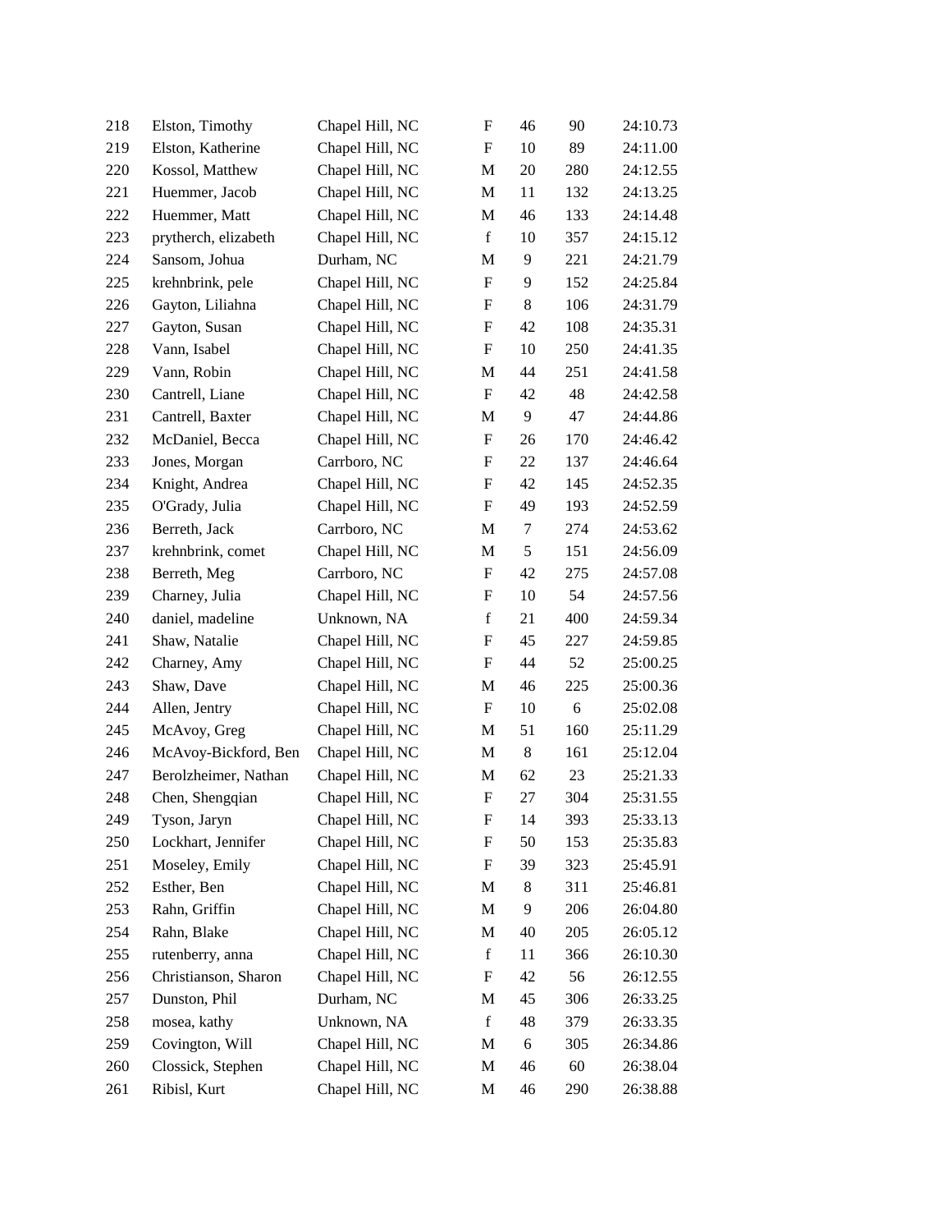| 218 | Elston, Timothy | Chapel Hill, NC | F | 46 | 90 | 24:10.73 |
|---|---|---|---|---|---|---|
| 219 | Elston, Katherine | Chapel Hill, NC | F | 10 | 89 | 24:11.00 |
| 220 | Kossol, Matthew | Chapel Hill, NC | M | 20 | 280 | 24:12.55 |
| 221 | Huemmer, Jacob | Chapel Hill, NC | M | 11 | 132 | 24:13.25 |
| 222 | Huemmer, Matt | Chapel Hill, NC | M | 46 | 133 | 24:14.48 |
| 223 | prytherch, elizabeth | Chapel Hill, NC | f | 10 | 357 | 24:15.12 |
| 224 | Sansom, Johua | Durham, NC | M | 9 | 221 | 24:21.79 |
| 225 | krehnbrink, pele | Chapel Hill, NC | F | 9 | 152 | 24:25.84 |
| 226 | Gayton, Liliahna | Chapel Hill, NC | F | 8 | 106 | 24:31.79 |
| 227 | Gayton, Susan | Chapel Hill, NC | F | 42 | 108 | 24:35.31 |
| 228 | Vann, Isabel | Chapel Hill, NC | F | 10 | 250 | 24:41.35 |
| 229 | Vann, Robin | Chapel Hill, NC | M | 44 | 251 | 24:41.58 |
| 230 | Cantrell, Liane | Chapel Hill, NC | F | 42 | 48 | 24:42.58 |
| 231 | Cantrell, Baxter | Chapel Hill, NC | M | 9 | 47 | 24:44.86 |
| 232 | McDaniel, Becca | Chapel Hill, NC | F | 26 | 170 | 24:46.42 |
| 233 | Jones, Morgan | Carrboro, NC | F | 22 | 137 | 24:46.64 |
| 234 | Knight, Andrea | Chapel Hill, NC | F | 42 | 145 | 24:52.35 |
| 235 | O'Grady, Julia | Chapel Hill, NC | F | 49 | 193 | 24:52.59 |
| 236 | Berreth, Jack | Carrboro, NC | M | 7 | 274 | 24:53.62 |
| 237 | krehnbrink, comet | Chapel Hill, NC | M | 5 | 151 | 24:56.09 |
| 238 | Berreth, Meg | Carrboro, NC | F | 42 | 275 | 24:57.08 |
| 239 | Charney, Julia | Chapel Hill, NC | F | 10 | 54 | 24:57.56 |
| 240 | daniel, madeline | Unknown, NA | f | 21 | 400 | 24:59.34 |
| 241 | Shaw, Natalie | Chapel Hill, NC | F | 45 | 227 | 24:59.85 |
| 242 | Charney, Amy | Chapel Hill, NC | F | 44 | 52 | 25:00.25 |
| 243 | Shaw, Dave | Chapel Hill, NC | M | 46 | 225 | 25:00.36 |
| 244 | Allen, Jentry | Chapel Hill, NC | F | 10 | 6 | 25:02.08 |
| 245 | McAvoy, Greg | Chapel Hill, NC | M | 51 | 160 | 25:11.29 |
| 246 | McAvoy-Bickford, Ben | Chapel Hill, NC | M | 8 | 161 | 25:12.04 |
| 247 | Berolzheimer, Nathan | Chapel Hill, NC | M | 62 | 23 | 25:21.33 |
| 248 | Chen, Shengqian | Chapel Hill, NC | F | 27 | 304 | 25:31.55 |
| 249 | Tyson, Jaryn | Chapel Hill, NC | F | 14 | 393 | 25:33.13 |
| 250 | Lockhart, Jennifer | Chapel Hill, NC | F | 50 | 153 | 25:35.83 |
| 251 | Moseley, Emily | Chapel Hill, NC | F | 39 | 323 | 25:45.91 |
| 252 | Esther, Ben | Chapel Hill, NC | M | 8 | 311 | 25:46.81 |
| 253 | Rahn, Griffin | Chapel Hill, NC | M | 9 | 206 | 26:04.80 |
| 254 | Rahn, Blake | Chapel Hill, NC | M | 40 | 205 | 26:05.12 |
| 255 | rutenberry, anna | Chapel Hill, NC | f | 11 | 366 | 26:10.30 |
| 256 | Christianson, Sharon | Chapel Hill, NC | F | 42 | 56 | 26:12.55 |
| 257 | Dunston, Phil | Durham, NC | M | 45 | 306 | 26:33.25 |
| 258 | mosea, kathy | Unknown, NA | f | 48 | 379 | 26:33.35 |
| 259 | Covington, Will | Chapel Hill, NC | M | 6 | 305 | 26:34.86 |
| 260 | Clossick, Stephen | Chapel Hill, NC | M | 46 | 60 | 26:38.04 |
| 261 | Ribisl, Kurt | Chapel Hill, NC | M | 46 | 290 | 26:38.88 |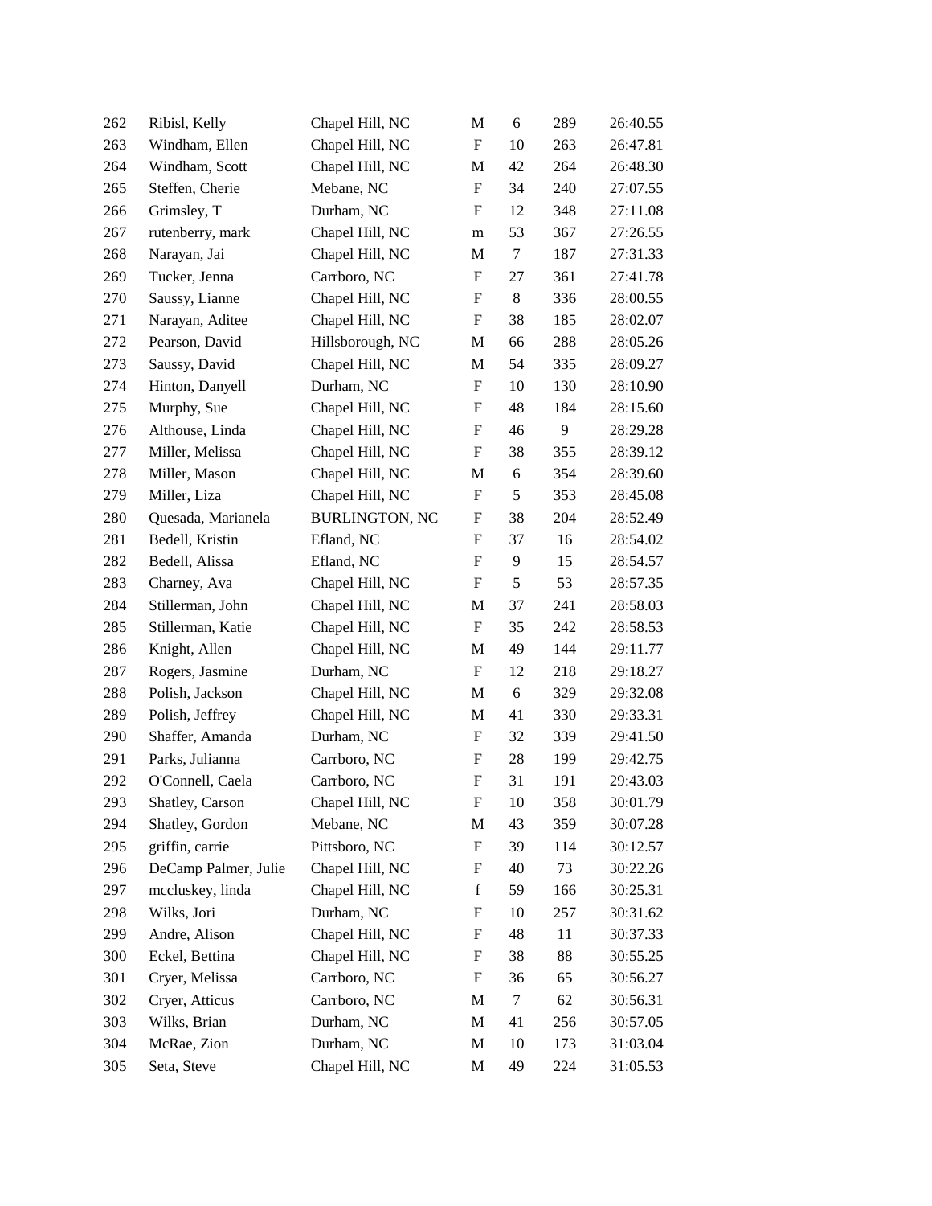| | | | | | | |
|---|---|---|---|---|---|---|
| 262 | Ribisl, Kelly | Chapel Hill, NC | M | 6 | 289 | 26:40.55 |
| 263 | Windham, Ellen | Chapel Hill, NC | F | 10 | 263 | 26:47.81 |
| 264 | Windham, Scott | Chapel Hill, NC | M | 42 | 264 | 26:48.30 |
| 265 | Steffen, Cherie | Mebane, NC | F | 34 | 240 | 27:07.55 |
| 266 | Grimsley, T | Durham, NC | F | 12 | 348 | 27:11.08 |
| 267 | rutenberry, mark | Chapel Hill, NC | m | 53 | 367 | 27:26.55 |
| 268 | Narayan, Jai | Chapel Hill, NC | M | 7 | 187 | 27:31.33 |
| 269 | Tucker, Jenna | Carrboro, NC | F | 27 | 361 | 27:41.78 |
| 270 | Saussy, Lianne | Chapel Hill, NC | F | 8 | 336 | 28:00.55 |
| 271 | Narayan, Aditee | Chapel Hill, NC | F | 38 | 185 | 28:02.07 |
| 272 | Pearson, David | Hillsborough, NC | M | 66 | 288 | 28:05.26 |
| 273 | Saussy, David | Chapel Hill, NC | M | 54 | 335 | 28:09.27 |
| 274 | Hinton, Danyell | Durham, NC | F | 10 | 130 | 28:10.90 |
| 275 | Murphy, Sue | Chapel Hill, NC | F | 48 | 184 | 28:15.60 |
| 276 | Althouse, Linda | Chapel Hill, NC | F | 46 | 9 | 28:29.28 |
| 277 | Miller, Melissa | Chapel Hill, NC | F | 38 | 355 | 28:39.12 |
| 278 | Miller, Mason | Chapel Hill, NC | M | 6 | 354 | 28:39.60 |
| 279 | Miller, Liza | Chapel Hill, NC | F | 5 | 353 | 28:45.08 |
| 280 | Quesada, Marianela | BURLINGTON, NC | F | 38 | 204 | 28:52.49 |
| 281 | Bedell, Kristin | Efland, NC | F | 37 | 16 | 28:54.02 |
| 282 | Bedell, Alissa | Efland, NC | F | 9 | 15 | 28:54.57 |
| 283 | Charney, Ava | Chapel Hill, NC | F | 5 | 53 | 28:57.35 |
| 284 | Stillerman, John | Chapel Hill, NC | M | 37 | 241 | 28:58.03 |
| 285 | Stillerman, Katie | Chapel Hill, NC | F | 35 | 242 | 28:58.53 |
| 286 | Knight, Allen | Chapel Hill, NC | M | 49 | 144 | 29:11.77 |
| 287 | Rogers, Jasmine | Durham, NC | F | 12 | 218 | 29:18.27 |
| 288 | Polish, Jackson | Chapel Hill, NC | M | 6 | 329 | 29:32.08 |
| 289 | Polish, Jeffrey | Chapel Hill, NC | M | 41 | 330 | 29:33.31 |
| 290 | Shaffer, Amanda | Durham, NC | F | 32 | 339 | 29:41.50 |
| 291 | Parks, Julianna | Carrboro, NC | F | 28 | 199 | 29:42.75 |
| 292 | O'Connell, Caela | Carrboro, NC | F | 31 | 191 | 29:43.03 |
| 293 | Shatley, Carson | Chapel Hill, NC | F | 10 | 358 | 30:01.79 |
| 294 | Shatley, Gordon | Mebane, NC | M | 43 | 359 | 30:07.28 |
| 295 | griffin, carrie | Pittsboro, NC | F | 39 | 114 | 30:12.57 |
| 296 | DeCamp Palmer, Julie | Chapel Hill, NC | F | 40 | 73 | 30:22.26 |
| 297 | mccluskey, linda | Chapel Hill, NC | f | 59 | 166 | 30:25.31 |
| 298 | Wilks, Jori | Durham, NC | F | 10 | 257 | 30:31.62 |
| 299 | Andre, Alison | Chapel Hill, NC | F | 48 | 11 | 30:37.33 |
| 300 | Eckel, Bettina | Chapel Hill, NC | F | 38 | 88 | 30:55.25 |
| 301 | Cryer, Melissa | Carrboro, NC | F | 36 | 65 | 30:56.27 |
| 302 | Cryer, Atticus | Carrboro, NC | M | 7 | 62 | 30:56.31 |
| 303 | Wilks, Brian | Durham, NC | M | 41 | 256 | 30:57.05 |
| 304 | McRae, Zion | Durham, NC | M | 10 | 173 | 31:03.04 |
| 305 | Seta, Steve | Chapel Hill, NC | M | 49 | 224 | 31:05.53 |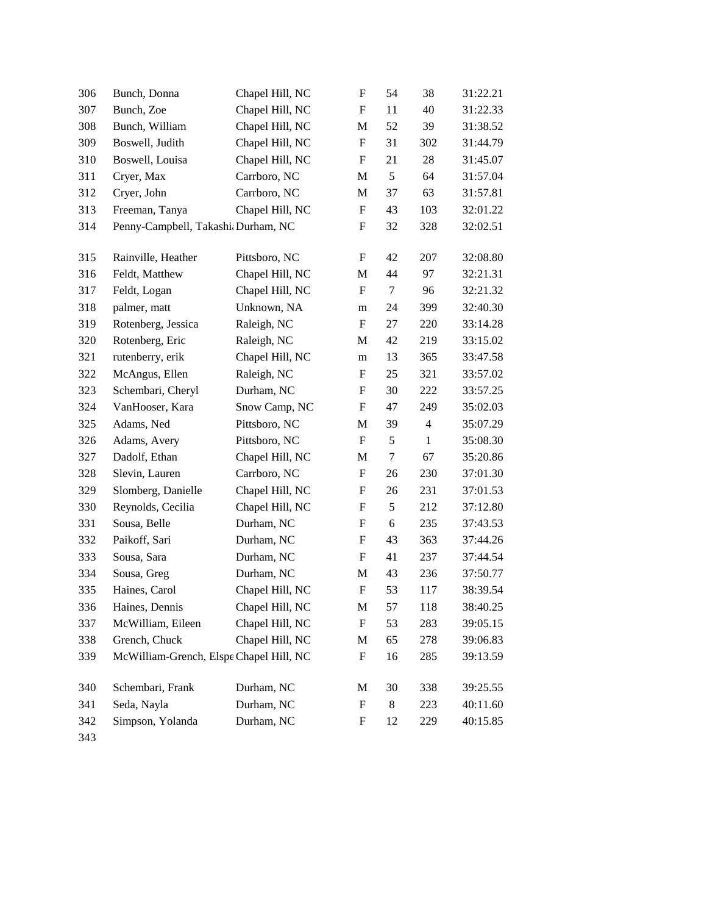| | | | | | | |
|---|---|---|---|---|---|---|
| 306 | Bunch, Donna | Chapel Hill, NC | F | 54 | 38 | 31:22.21 |
| 307 | Bunch, Zoe | Chapel Hill, NC | F | 11 | 40 | 31:22.33 |
| 308 | Bunch, William | Chapel Hill, NC | M | 52 | 39 | 31:38.52 |
| 309 | Boswell, Judith | Chapel Hill, NC | F | 31 | 302 | 31:44.79 |
| 310 | Boswell, Louisa | Chapel Hill, NC | F | 21 | 28 | 31:45.07 |
| 311 | Cryer, Max | Carrboro, NC | M | 5 | 64 | 31:57.04 |
| 312 | Cryer, John | Carrboro, NC | M | 37 | 63 | 31:57.81 |
| 313 | Freeman, Tanya | Chapel Hill, NC | F | 43 | 103 | 32:01.22 |
| 314 | Penny-Campbell, Takashi | Durham, NC | F | 32 | 328 | 32:02.51 |
| 315 | Rainville, Heather | Pittsboro, NC | F | 42 | 207 | 32:08.80 |
| 316 | Feldt, Matthew | Chapel Hill, NC | M | 44 | 97 | 32:21.31 |
| 317 | Feldt, Logan | Chapel Hill, NC | F | 7 | 96 | 32:21.32 |
| 318 | palmer, matt | Unknown, NA | m | 24 | 399 | 32:40.30 |
| 319 | Rotenberg, Jessica | Raleigh, NC | F | 27 | 220 | 33:14.28 |
| 320 | Rotenberg, Eric | Raleigh, NC | M | 42 | 219 | 33:15.02 |
| 321 | rutenberry, erik | Chapel Hill, NC | m | 13 | 365 | 33:47.58 |
| 322 | McAngus, Ellen | Raleigh, NC | F | 25 | 321 | 33:57.02 |
| 323 | Schembari, Cheryl | Durham, NC | F | 30 | 222 | 33:57.25 |
| 324 | VanHooser, Kara | Snow Camp, NC | F | 47 | 249 | 35:02.03 |
| 325 | Adams, Ned | Pittsboro, NC | M | 39 | 4 | 35:07.29 |
| 326 | Adams, Avery | Pittsboro, NC | F | 5 | 1 | 35:08.30 |
| 327 | Dadolf, Ethan | Chapel Hill, NC | M | 7 | 67 | 35:20.86 |
| 328 | Slevin, Lauren | Carrboro, NC | F | 26 | 230 | 37:01.30 |
| 329 | Slomberg, Danielle | Chapel Hill, NC | F | 26 | 231 | 37:01.53 |
| 330 | Reynolds, Cecilia | Chapel Hill, NC | F | 5 | 212 | 37:12.80 |
| 331 | Sousa, Belle | Durham, NC | F | 6 | 235 | 37:43.53 |
| 332 | Paikoff, Sari | Durham, NC | F | 43 | 363 | 37:44.26 |
| 333 | Sousa, Sara | Durham, NC | F | 41 | 237 | 37:44.54 |
| 334 | Sousa, Greg | Durham, NC | M | 43 | 236 | 37:50.77 |
| 335 | Haines, Carol | Chapel Hill, NC | F | 53 | 117 | 38:39.54 |
| 336 | Haines, Dennis | Chapel Hill, NC | M | 57 | 118 | 38:40.25 |
| 337 | McWilliam, Eileen | Chapel Hill, NC | F | 53 | 283 | 39:05.15 |
| 338 | Grench, Chuck | Chapel Hill, NC | M | 65 | 278 | 39:06.83 |
| 339 | McWilliam-Grench, Elspe | Chapel Hill, NC | F | 16 | 285 | 39:13.59 |
| 340 | Schembari, Frank | Durham, NC | M | 30 | 338 | 39:25.55 |
| 341 | Seda, Nayla | Durham, NC | F | 8 | 223 | 40:11.60 |
| 342 | Simpson, Yolanda | Durham, NC | F | 12 | 229 | 40:15.85 |
| 343 | | | | | | |